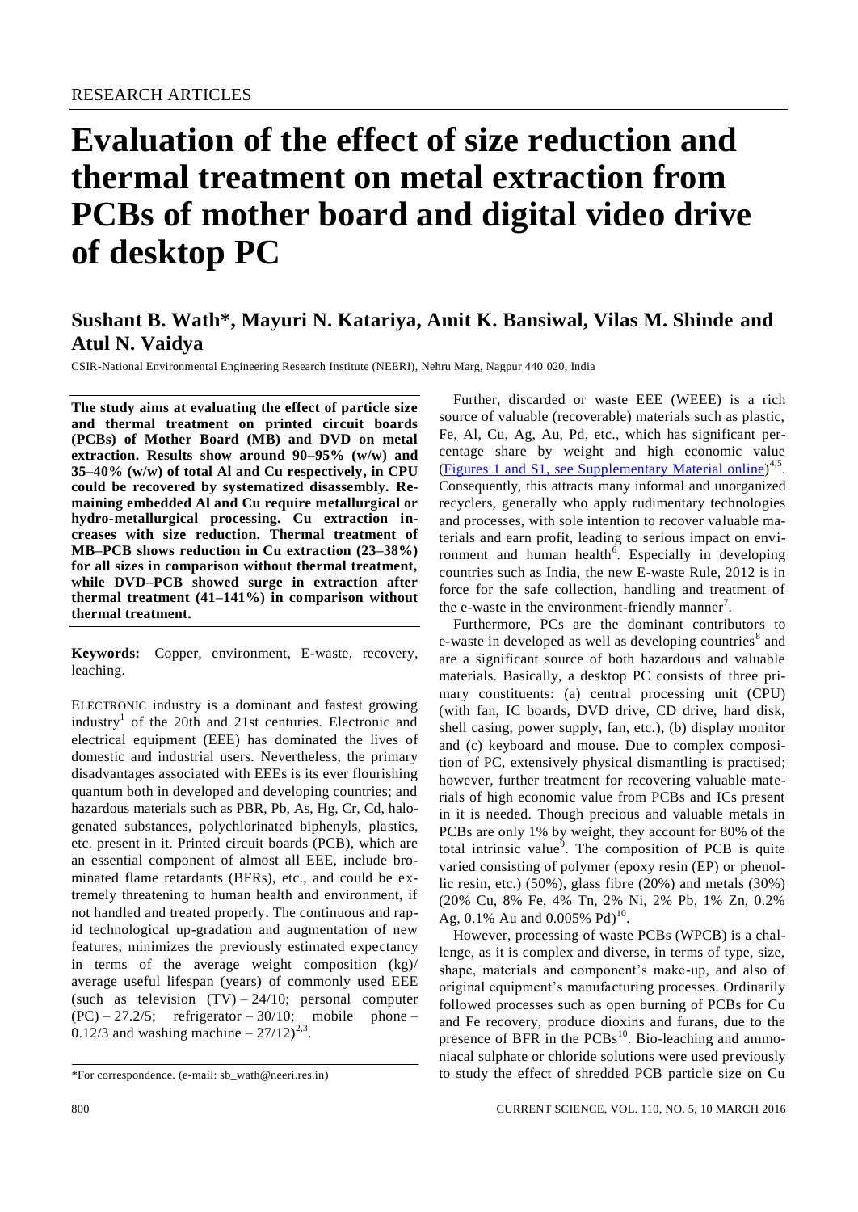# Evaluation of the effect of size reduction and thermal treatment on metal extraction from PCBs of mother board and digital video drive of desktop PC

## Sushant B. Wath*, Mayuri N. Katariya, Amit K. Bansiwal, Vilas M. Shinde and Atul N. Vaidya

CSIR-National Environmental Engineering Research Institute (NEERI), Nehru Marg, Nagpur 440 020, India

**The study aims at evaluating the effect of particle size and thermal treatment on printed circuit boards (PCBs) of Mother Board (MB) and DVD on metal extraction. Results show around 90–95% (w/w) and 35–40% (w/w) of total Al and Cu respectively, in CPU could be recovered by systematized disassembly. Remaining embedded Al and Cu require metallurgical or hydro-metallurgical processing. Cu extraction increases with size reduction. Thermal treatment of MB–PCB shows reduction in Cu extraction (23–38%) for all sizes in comparison without thermal treatment, while DVD–PCB showed surge in extraction after thermal treatment (41–141%) in comparison without thermal treatment.**

**Keywords:** Copper, environment, E-waste, recovery, leaching.

ELECTRONIC industry is a dominant and fastest growing industry[1] of the 20th and 21st centuries. Electronic and electrical equipment (EEE) has dominated the lives of domestic and industrial users. Nevertheless, the primary disadvantages associated with EEEs is its ever flourishing quantum both in developed and developing countries; and hazardous materials such as PBR, Pb, As, Hg, Cr, Cd, halogenated substances, polychlorinated biphenyls, plastics, etc. present in it. Printed circuit boards (PCB), which are an essential component of almost all EEE, include brominated flame retardants (BFRs), etc., and could be extremely threatening to human health and environment, if not handled and treated properly. The continuous and rapid technological up-gradation and augmentation of new features, minimizes the previously estimated expectancy in terms of the average weight composition (kg)/ average useful lifespan (years) of commonly used EEE (such as television (TV) – 24/10; personal computer (PC) – 27.2/5; refrigerator – 30/10; mobile phone – 0.12/3 and washing machine – 27/12)[2,3].

Further, discarded or waste EEE (WEEE) is a rich source of valuable (recoverable) materials such as plastic, Fe, Al, Cu, Ag, Au, Pd, etc., which has significant percentage share by weight and high economic value (Figures 1 and S1, see Supplementary Material online)[4,5]. Consequently, this attracts many informal and unorganized recyclers, generally who apply rudimentary technologies and processes, with sole intention to recover valuable materials and earn profit, leading to serious impact on environment and human health[6]. Especially in developing countries such as India, the new E-waste Rule, 2012 is in force for the safe collection, handling and treatment of the e-waste in the environment-friendly manner[7].

Furthermore, PCs are the dominant contributors to e-waste in developed as well as developing countries[8] and are a significant source of both hazardous and valuable materials. Basically, a desktop PC consists of three primary constituents: (a) central processing unit (CPU) (with fan, IC boards, DVD drive, CD drive, hard disk, shell casing, power supply, fan, etc.), (b) display monitor and (c) keyboard and mouse. Due to complex composition of PC, extensively physical dismantling is practised; however, further treatment for recovering valuable materials of high economic value from PCBs and ICs present in it is needed. Though precious and valuable metals in PCBs are only 1% by weight, they account for 80% of the total intrinsic value[9]. The composition of PCB is quite varied consisting of polymer (epoxy resin (EP) or phenollic resin, etc.) (50%), glass fibre (20%) and metals (30%) (20% Cu, 8% Fe, 4% Tn, 2% Ni, 2% Pb, 1% Zn, 0.2% Ag, 0.1% Au and 0.005% Pd)[10].

However, processing of waste PCBs (WPCB) is a challenge, as it is complex and diverse, in terms of type, size, shape, materials and component's make-up, and also of original equipment's manufacturing processes. Ordinarily followed processes such as open burning of PCBs for Cu and Fe recovery, produce dioxins and furans, due to the presence of BFR in the PCBs[10]. Bio-leaching and ammoniacal sulphate or chloride solutions were used previously to study the effect of shredded PCB particle size on Cu

*For correspondence. (e-mail: sb_wath@neeri.res.in)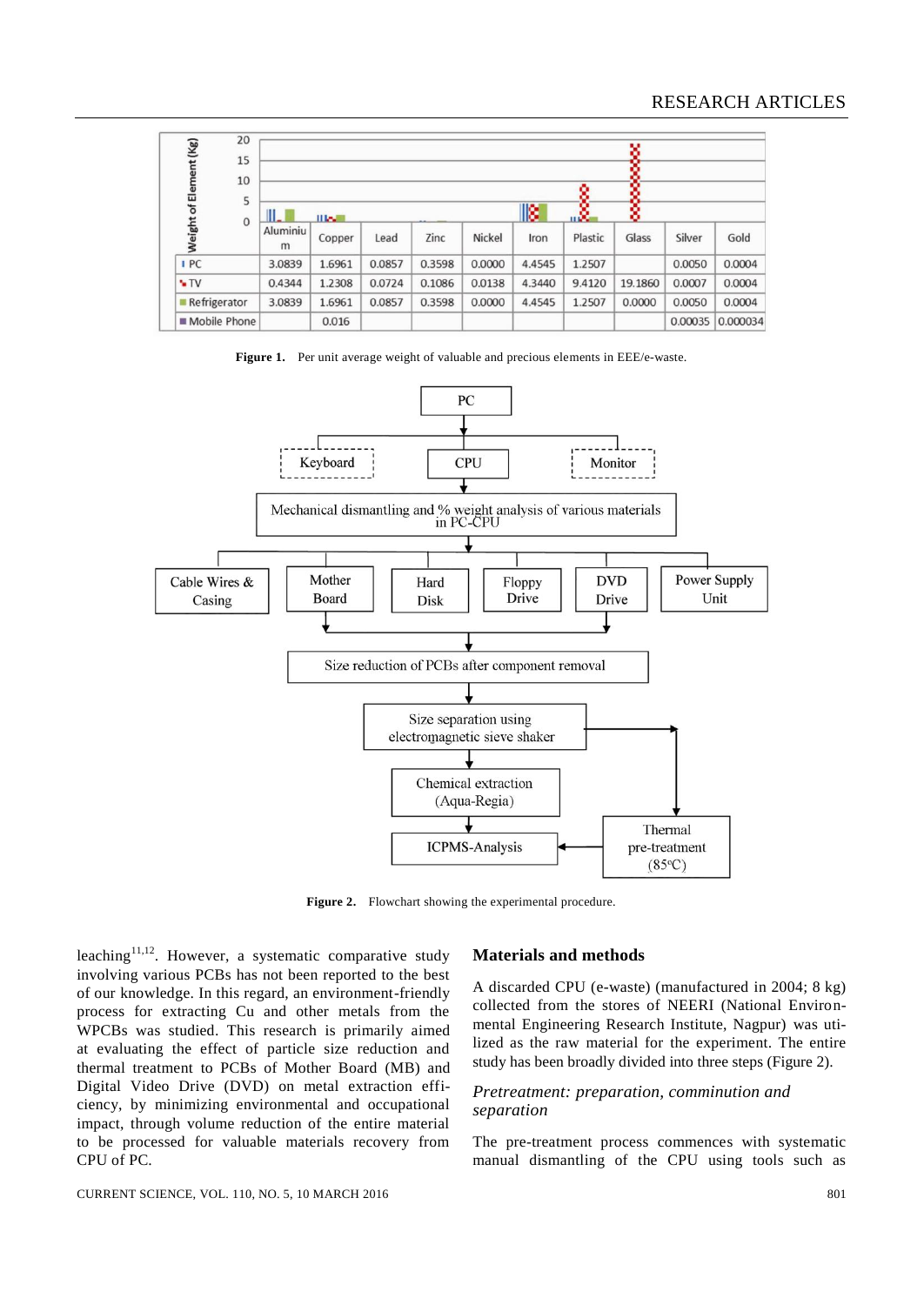| | Aluminium | Copper | Lead | Zinc | Nickel | Iron | Plastic | Glass | Silver | Gold |
|---|---|---|---|---|---|---|---|---|---|---|
| PC | 3.0839 | 1.6961 | 0.0857 | 0.3598 | 0.0000 | 4.4545 | 1.2507 | | 0.0050 | 0.0004 |
| TV | 0.4344 | 1.2308 | 0.0724 | 0.1086 | 0.0138 | 4.3440 | 9.4120 | 19.1860 | 0.0007 | 0.0004 |
| Refrigerator | 3.0839 | 1.6961 | 0.0857 | 0.3598 | 0.0000 | 4.4545 | 1.2507 | 0.0000 | 0.0050 | 0.0004 |
| Mobile Phone | | 0.016 | | | | | | | 0.00035 | 0.000034 |

**Figure 1.** Per unit average weight of valuable and precious elements in EEE/e-waste.

**Figure 2.** Flowchart showing the experimental procedure.

leaching[11,12]. However, a systematic comparative study involving various PCBs has not been reported to the best of our knowledge. In this regard, an environment-friendly process for extracting Cu and other metals from the WPCBs was studied. This research is primarily aimed at evaluating the effect of particle size reduction and thermal treatment to PCBs of Mother Board (MB) and Digital Video Drive (DVD) on metal extraction efficiency, by minimizing environmental and occupational impact, through volume reduction of the entire material to be processed for valuable materials recovery from CPU of PC.

## Materials and methods

A discarded CPU (e-waste) (manufactured in 2004; 8 kg) collected from the stores of NEERI (National Environmental Engineering Research Institute, Nagpur) was utilized as the raw material for the experiment. The entire study has been broadly divided into three steps (Figure 2).

### *Pretreatment: preparation, comminution and separation*

The pre-treatment process commences with systematic manual dismantling of the CPU using tools such as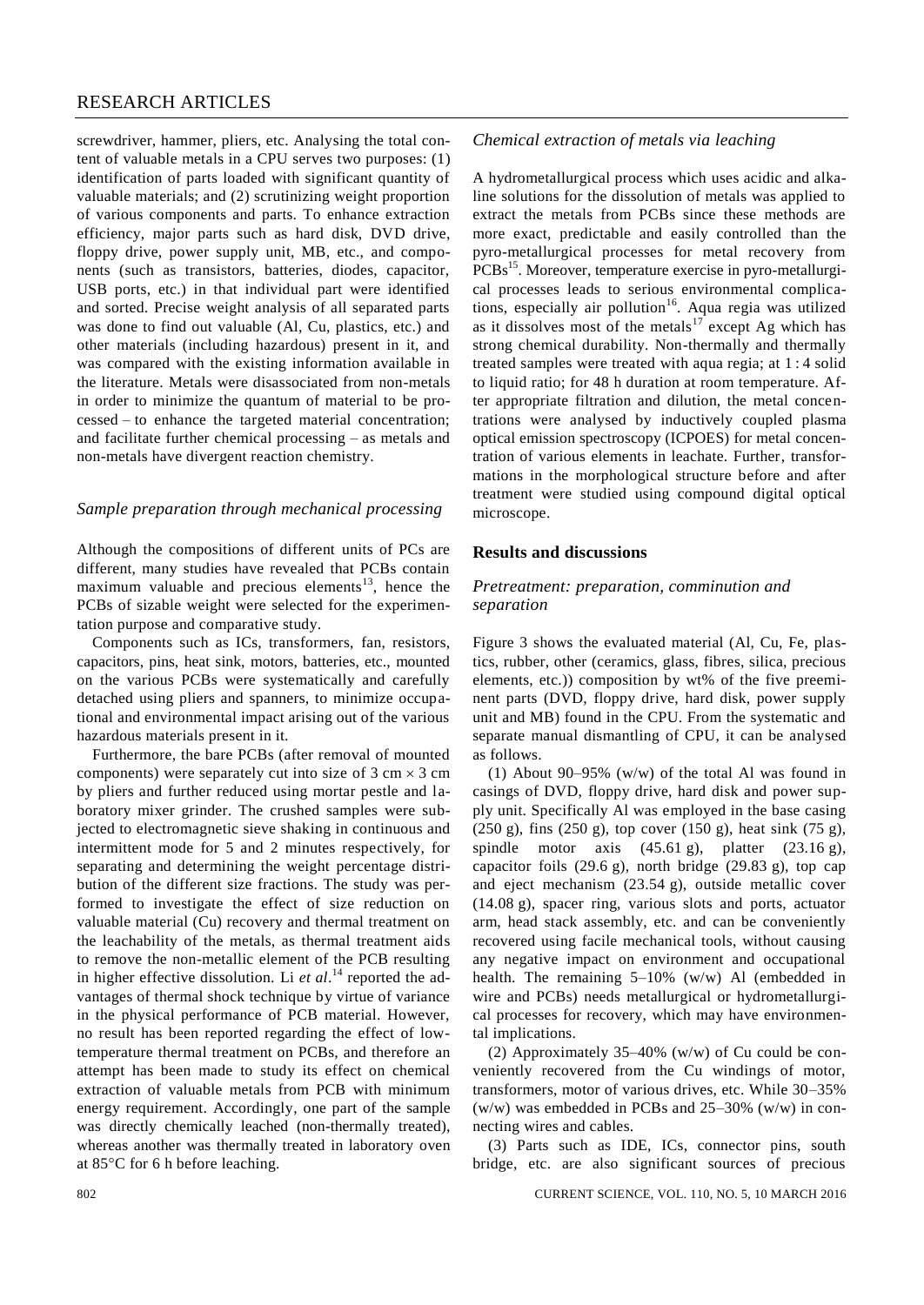screwdriver, hammer, pliers, etc. Analysing the total content of valuable metals in a CPU serves two purposes: (1) identification of parts loaded with significant quantity of valuable materials; and (2) scrutinizing weight proportion of various components and parts. To enhance extraction efficiency, major parts such as hard disk, DVD drive, floppy drive, power supply unit, MB, etc., and components (such as transistors, batteries, diodes, capacitor, USB ports, etc.) in that individual part were identified and sorted. Precise weight analysis of all separated parts was done to find out valuable (Al, Cu, plastics, etc.) and other materials (including hazardous) present in it, and was compared with the existing information available in the literature. Metals were disassociated from non-metals in order to minimize the quantum of material to be processed – to enhance the targeted material concentration; and facilitate further chemical processing – as metals and non-metals have divergent reaction chemistry.

### *Sample preparation through mechanical processing*

Although the compositions of different units of PCs are different, many studies have revealed that PCBs contain maximum valuable and precious elements[13], hence the PCBs of sizable weight were selected for the experimentation purpose and comparative study.

Components such as ICs, transformers, fan, resistors, capacitors, pins, heat sink, motors, batteries, etc., mounted on the various PCBs were systematically and carefully detached using pliers and spanners, to minimize occupational and environmental impact arising out of the various hazardous materials present in it.

Furthermore, the bare PCBs (after removal of mounted components) were separately cut into size of 3 cm × 3 cm by pliers and further reduced using mortar pestle and laboratory mixer grinder. The crushed samples were subjected to electromagnetic sieve shaking in continuous and intermittent mode for 5 and 2 minutes respectively, for separating and determining the weight percentage distribution of the different size fractions. The study was performed to investigate the effect of size reduction on valuable material (Cu) recovery and thermal treatment on the leachability of the metals, as thermal treatment aids to remove the non-metallic element of the PCB resulting in higher effective dissolution. Li *et al*.[14] reported the advantages of thermal shock technique by virtue of variance in the physical performance of PCB material. However, no result has been reported regarding the effect of low-temperature thermal treatment on PCBs, and therefore an attempt has been made to study its effect on chemical extraction of valuable metals from PCB with minimum energy requirement. Accordingly, one part of the sample was directly chemically leached (non-thermally treated), whereas another was thermally treated in laboratory oven at 85°C for 6 h before leaching.

### *Chemical extraction of metals via leaching*

A hydrometallurgical process which uses acidic and alkaline solutions for the dissolution of metals was applied to extract the metals from PCBs since these methods are more exact, predictable and easily controlled than the pyro-metallurgical processes for metal recovery from PCBs[15]. Moreover, temperature exercise in pyro-metallurgical processes leads to serious environmental complications, especially air pollution[16]. Aqua regia was utilized as it dissolves most of the metals[17] except Ag which has strong chemical durability. Non-thermally and thermally treated samples were treated with aqua regia; at 1 : 4 solid to liquid ratio; for 48 h duration at room temperature. After appropriate filtration and dilution, the metal concentrations were analysed by inductively coupled plasma optical emission spectroscopy (ICPOES) for metal concentration of various elements in leachate. Further, transformations in the morphological structure before and after treatment were studied using compound digital optical microscope.

## Results and discussions

### *Pretreatment: preparation, comminution and separation*

Figure 3 shows the evaluated material (Al, Cu, Fe, plastics, rubber, other (ceramics, glass, fibres, silica, precious elements, etc.)) composition by wt% of the five preeminent parts (DVD, floppy drive, hard disk, power supply unit and MB) found in the CPU. From the systematic and separate manual dismantling of CPU, it can be analysed as follows.

(1) About 90–95% (w/w) of the total Al was found in casings of DVD, floppy drive, hard disk and power supply unit. Specifically Al was employed in the base casing (250 g), fins (250 g), top cover (150 g), heat sink (75 g), spindle motor axis (45.61 g), platter (23.16 g), capacitor foils (29.6 g), north bridge (29.83 g), top cap and eject mechanism (23.54 g), outside metallic cover (14.08 g), spacer ring, various slots and ports, actuator arm, head stack assembly, etc. and can be conveniently recovered using facile mechanical tools, without causing any negative impact on environment and occupational health. The remaining 5–10% (w/w) Al (embedded in wire and PCBs) needs metallurgical or hydrometallurgical processes for recovery, which may have environmental implications.

(2) Approximately 35–40% (w/w) of Cu could be conveniently recovered from the Cu windings of motor, transformers, motor of various drives, etc. While 30–35% (w/w) was embedded in PCBs and 25–30% (w/w) in connecting wires and cables.

(3) Parts such as IDE, ICs, connector pins, south bridge, etc. are also significant sources of precious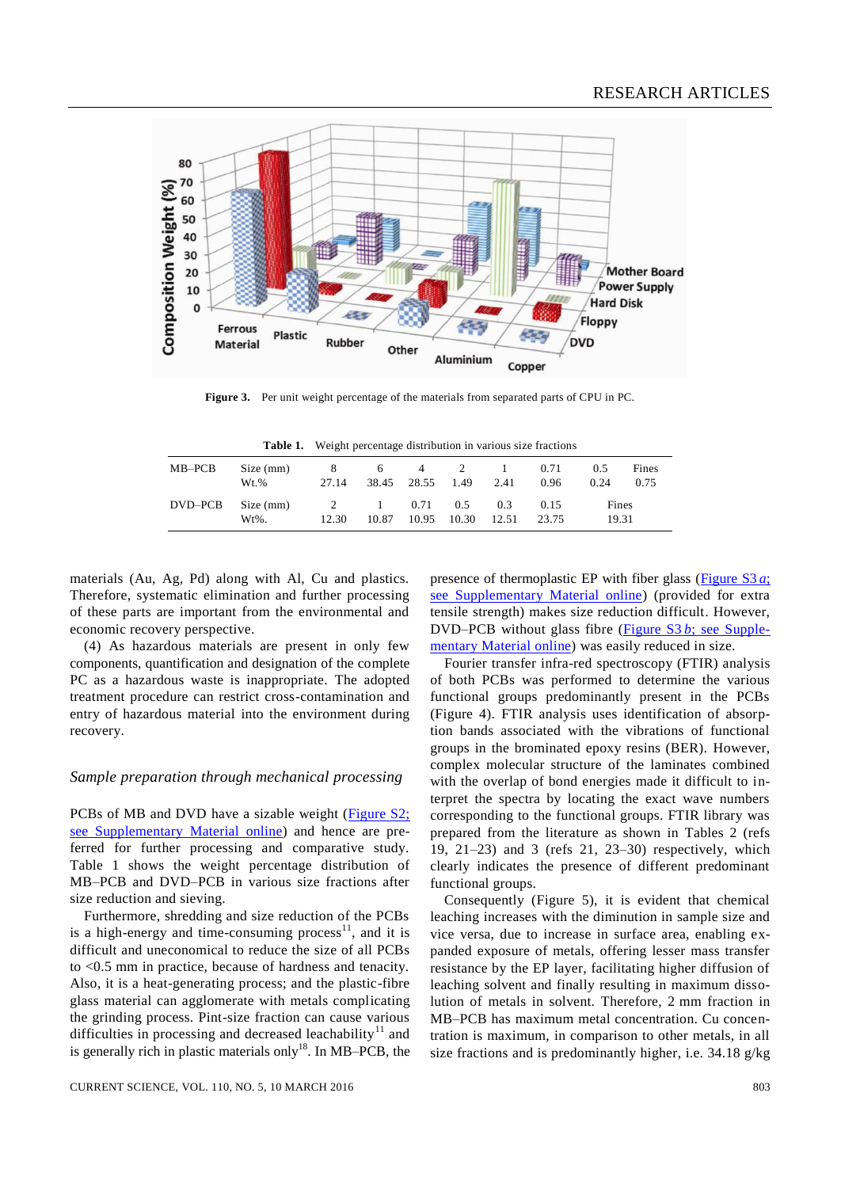Figure 3. Per unit weight percentage of the materials from separated parts of CPU in PC.

Table 1. Weight percentage distribution in various size fractions

| | | | | | | | | | |
|---|---|---|---|---|---|---|---|---|---|
| MB–PCB | Size (mm) | 8 | 6 | 4 | 2 | 1 | 0.71 | 0.5 | Fines |
| | Wt.% | 27.14 | 38.45 | 28.55 | 1.49 | 2.41 | 0.96 | 0.24 | 0.75 |
| DVD–PCB | Size (mm) | 2 | 1 | 0.71 | 0.5 | 0.3 | 0.15 | Fines | |
| | Wt%. | 12.30 | 10.87 | 10.95 | 10.30 | 12.51 | 23.75 | 19.31 | |

materials (Au, Ag, Pd) along with Al, Cu and plastics. Therefore, systematic elimination and further processing of these parts are important from the environmental and economic recovery perspective.

(4) As hazardous materials are present in only few components, quantification and designation of the complete PC as a hazardous waste is inappropriate. The adopted treatment procedure can restrict cross-contamination and entry of hazardous material into the environment during recovery.

### *Sample preparation through mechanical processing*

PCBs of MB and DVD have a sizable weight (Figure S2; see Supplementary Material online) and hence are preferred for further processing and comparative study. Table 1 shows the weight percentage distribution of MB–PCB and DVD–PCB in various size fractions after size reduction and sieving.

Furthermore, shredding and size reduction of the PCBs is a high-energy and time-consuming process[11], and it is difficult and uneconomical to reduce the size of all PCBs to <0.5 mm in practice, because of hardness and tenacity. Also, it is a heat-generating process; and the plastic-fibre glass material can agglomerate with metals complicating the grinding process. Pint-size fraction can cause various difficulties in processing and decreased leachability[11] and is generally rich in plastic materials only[18]. In MB–PCB, the presence of thermoplastic EP with fiber glass (Figure S3 *a*; see Supplementary Material online) (provided for extra tensile strength) makes size reduction difficult. However, DVD–PCB without glass fibre (Figure S3 *b*; see Supplementary Material online) was easily reduced in size.

Fourier transfer infra-red spectroscopy (FTIR) analysis of both PCBs was performed to determine the various functional groups predominantly present in the PCBs (Figure 4). FTIR analysis uses identification of absorption bands associated with the vibrations of functional groups in the brominated epoxy resins (BER). However, complex molecular structure of the laminates combined with the overlap of bond energies made it difficult to interpret the spectra by locating the exact wave numbers corresponding to the functional groups. FTIR library was prepared from the literature as shown in Tables 2 (refs 19, 21–23) and 3 (refs 21, 23–30) respectively, which clearly indicates the presence of different predominant functional groups.

Consequently (Figure 5), it is evident that chemical leaching increases with the diminution in sample size and vice versa, due to increase in surface area, enabling expanded exposure of metals, offering lesser mass transfer resistance by the EP layer, facilitating higher diffusion of leaching solvent and finally resulting in maximum dissolution of metals in solvent. Therefore, 2 mm fraction in MB–PCB has maximum metal concentration. Cu concentration is maximum, in comparison to other metals, in all size fractions and is predominantly higher, i.e. 34.18 g/kg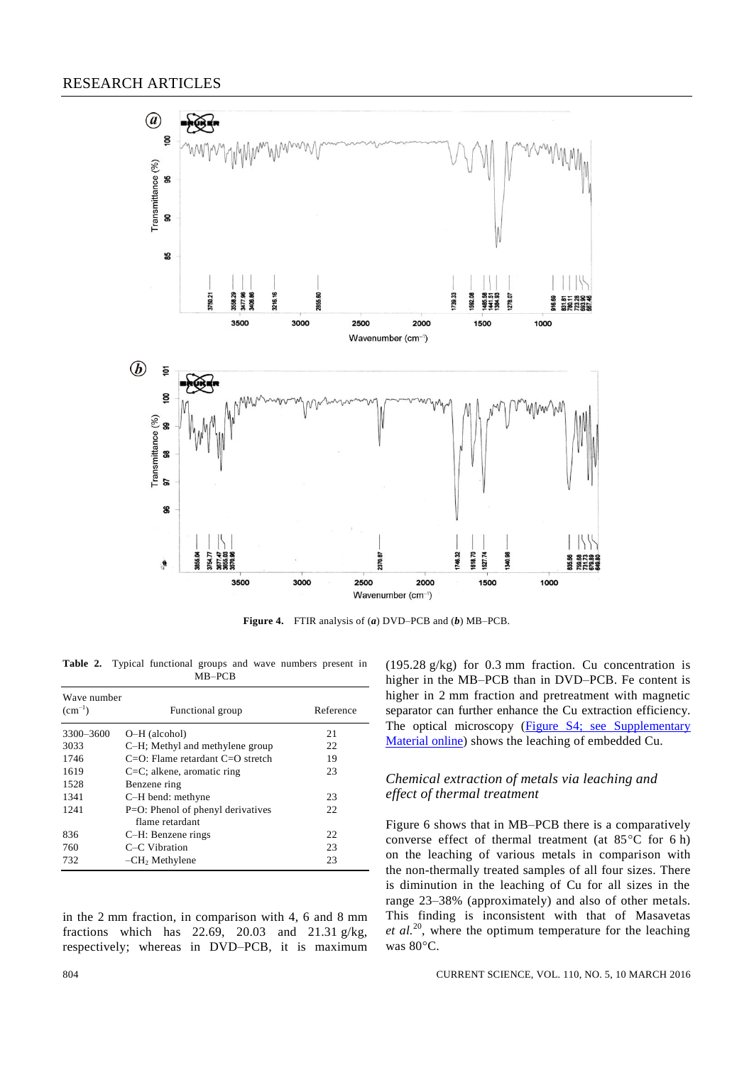**Figure 4.** FTIR analysis of (***a***) DVD–PCB and (***b***) MB–PCB.

**Table 2.** Typical functional groups and wave numbers present in MB–PCB

| Wave number ($cm^{-1}$) | Functional group | Reference |
|---|---|---|
| 3300–3600 | O–H (alcohol) | 21 |
| 3033 | C–H; Methyl and methylene group | 22 |
| 1746 | C=O: Flame retardant C=O stretch | 19 |
| 1619 | C=C; alkene, aromatic ring | 23 |
| 1528 | Benzene ring | |
| 1341 | C–H bend: methyne | 23 |
| 1241 | P=O: Phenol of phenyl derivatives flame retardant | 22 |
| 836 | C–H: Benzene rings | 22 |
| 760 | C–C Vibration | 23 |
| 732 | $-CH_2$ Methylene | 23 |

in the 2 mm fraction, in comparison with 4, 6 and 8 mm fractions which has 22.69, 20.03 and 21.31 g/kg, respectively; whereas in DVD–PCB, it is maximum (195.28 g/kg) for 0.3 mm fraction. Cu concentration is higher in the MB–PCB than in DVD–PCB. Fe content is higher in 2 mm fraction and pretreatment with magnetic separator can further enhance the Cu extraction efficiency. The optical microscopy (Figure S4; see Supplementary Material online) shows the leaching of embedded Cu.

### *Chemical extraction of metals via leaching and effect of thermal treatment*

Figure 6 shows that in MB–PCB there is a comparatively converse effect of thermal treatment (at 85°C for 6 h) on the leaching of various metals in comparison with the non-thermally treated samples of all four sizes. There is diminution in the leaching of Cu for all sizes in the range 23–38% (approximately) and also of other metals. This finding is inconsistent with that of Masavetas *et al.*[20], where the optimum temperature for the leaching was 80°C.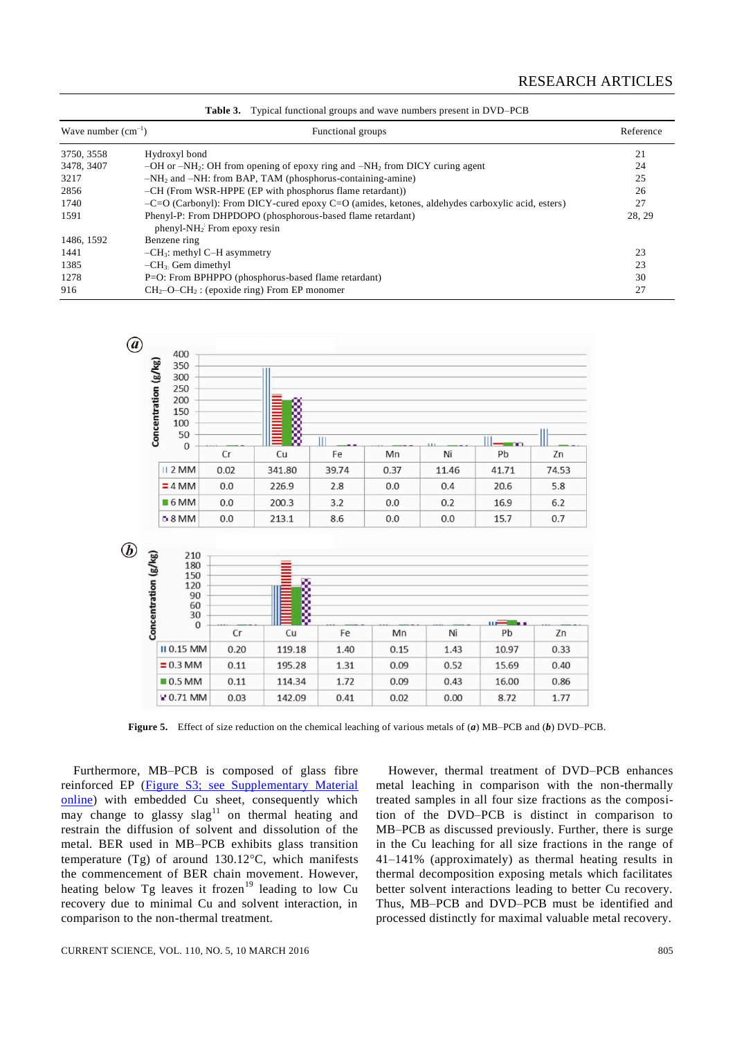**Table 3.** Typical functional groups and wave numbers present in DVD–PCB

| Wave number ($cm^{-1}$) | Functional groups | Reference |
|---|---|---|
| 3750, 3558 | Hydroxyl bond | 21 |
| 3478, 3407 | –OH or $-NH_2$: OH from opening of epoxy ring and $-NH_2$ from DICY curing agent | 24 |
| 3217 | $-NH_2$ and –NH: from BAP, TAM (phosphorus-containing-amine) | 25 |
| 2856 | –CH (From WSR-HPPE (EP with phosphorus flame retardant)) | 26 |
| 1740 | –C=O (Carbonyl): From DICY-cured epoxy C=O (amides, ketones, aldehydes carboxylic acid, esters) | 27 |
| 1591 | Phenyl-P: From DHPDOPO (phosphorous-based flame retardant) phenyl-$NH_2$: From epoxy resin | 28, 29 |
| 1486, 1592 | Benzene ring | |
| 1441 | $-CH_3$: methyl C–H asymmetry | 23 |
| 1385 | $-CH_3$: Gem dimethyl | 23 |
| 1278 | P=O: From BPHPPO (phosphorus-based flame retardant) | 30 |
| 916 | $CH_2$–O–$CH_2$ : (epoxide ring) From EP monomer | 27 |

(a)

| | Cr | Cu | Fe | Mn | Ni | Pb | Zn |
|---|---|---|---|---|---|---|---|
| 2 MM | 0.02 | 341.80 | 39.74 | 0.37 | 11.46 | 41.71 | 74.53 |
| 4 MM | 0.0 | 226.9 | 2.8 | 0.0 | 0.4 | 20.6 | 5.8 |
| 6 MM | 0.0 | 200.3 | 3.2 | 0.0 | 0.2 | 16.9 | 6.2 |
| 8 MM | 0.0 | 213.1 | 8.6 | 0.0 | 0.0 | 15.7 | 0.7 |

(b)

| | Cr | Cu | Fe | Mn | Ni | Pb | Zn |
|---|---|---|---|---|---|---|---|
| 0.15 MM | 0.20 | 119.18 | 1.40 | 0.15 | 1.43 | 10.97 | 0.33 |
| 0.3 MM | 0.11 | 195.28 | 1.31 | 0.09 | 0.52 | 15.69 | 0.40 |
| 0.5 MM | 0.11 | 114.34 | 1.72 | 0.09 | 0.43 | 16.00 | 0.86 |
| 0.71 MM | 0.03 | 142.09 | 0.41 | 0.02 | 0.00 | 8.72 | 1.77 |

**Figure 5.** Effect of size reduction on the chemical leaching of various metals of (***a***) MB–PCB and (***b***) DVD–PCB.

Furthermore, MB–PCB is composed of glass fibre reinforced EP (Figure S3; see Supplementary Material online) with embedded Cu sheet, consequently which may change to glassy slag[11] on thermal heating and restrain the diffusion of solvent and dissolution of the metal. BER used in MB–PCB exhibits glass transition temperature (Tg) of around 130.12°C, which manifests the commencement of BER chain movement. However, heating below Tg leaves it frozen[19] leading to low Cu recovery due to minimal Cu and solvent interaction, in comparison to the non-thermal treatment.

However, thermal treatment of DVD–PCB enhances metal leaching in comparison with the non-thermally treated samples in all four size fractions as the composition of the DVD–PCB is distinct in comparison to MB–PCB as discussed previously. Further, there is surge in the Cu leaching for all size fractions in the range of 41–141% (approximately) as thermal heating results in thermal decomposition exposing metals which facilitates better solvent interactions leading to better Cu recovery. Thus, MB–PCB and DVD–PCB must be identified and processed distinctly for maximal valuable metal recovery.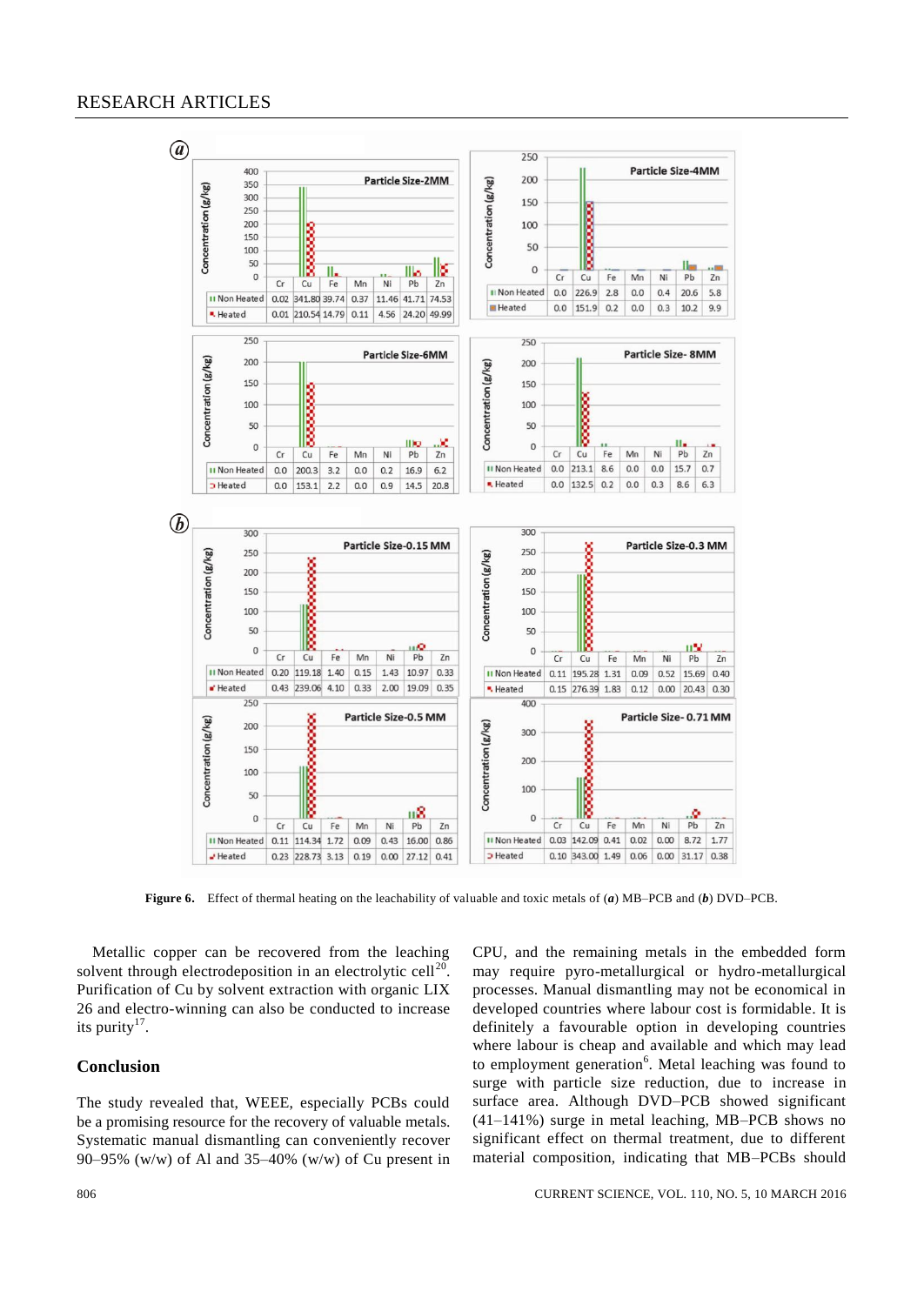**(a)**

Particle Size-2MM (Concentration (g/kg))

| | Cr | Cu | Fe | Mn | Ni | Pb | Zn |
|---|---|---|---|---|---|---|---|
| Non Heated | 0.02 | 341.80 | 39.74 | 0.37 | 11.46 | 41.71 | 74.53 |
| Heated | 0.01 | 210.54 | 14.79 | 0.11 | 4.56 | 24.20 | 49.99 |

Particle Size-4MM (Concentration (g/kg))

| | Cr | Cu | Fe | Mn | Ni | Pb | Zn |
|---|---|---|---|---|---|---|---|
| Non Heated | 0.0 | 226.9 | 2.8 | 0.0 | 0.4 | 20.6 | 5.8 |
| Heated | 0.0 | 151.9 | 0.2 | 0.0 | 0.3 | 10.2 | 9.9 |

Particle Size-6MM (Concentration (g/kg))

| | Cr | Cu | Fe | Mn | Ni | Pb | Zn |
|---|---|---|---|---|---|---|---|
| Non Heated | 0.0 | 200.3 | 3.2 | 0.0 | 0.2 | 16.9 | 6.2 |
| Heated | 0.0 | 153.1 | 2.2 | 0.0 | 0.9 | 14.5 | 20.8 |

Particle Size- 8MM (Concentration (g/kg))

| | Cr | Cu | Fe | Mn | Ni | Pb | Zn |
|---|---|---|---|---|---|---|---|
| Non Heated | 0.0 | 213.1 | 8.6 | 0.0 | 0.0 | 15.7 | 0.7 |
| Heated | 0.0 | 132.5 | 0.2 | 0.0 | 0.3 | 8.6 | 6.3 |

**(b)**

Particle Size-0.15 MM (Concentration (g/kg))

| | Cr | Cu | Fe | Mn | Ni | Pb | Zn |
|---|---|---|---|---|---|---|---|
| Non Heated | 0.20 | 119.18 | 1.40 | 0.15 | 1.43 | 10.97 | 0.33 |
| Heated | 0.43 | 239.06 | 4.10 | 0.33 | 2.00 | 19.09 | 0.35 |

Particle Size-0.3 MM (Concentration (g/kg))

| | Cr | Cu | Fe | Mn | Ni | Pb | Zn |
|---|---|---|---|---|---|---|---|
| Non Heated | 0.11 | 195.28 | 1.31 | 0.09 | 0.52 | 15.69 | 0.40 |
| Heated | 0.15 | 276.39 | 1.83 | 0.12 | 0.00 | 20.43 | 0.30 |

Particle Size-0.5 MM (Concentration (g/kg))

| | Cr | Cu | Fe | Mn | Ni | Pb | Zn |
|---|---|---|---|---|---|---|---|
| Non Heated | 0.11 | 114.34 | 1.72 | 0.09 | 0.43 | 16.00 | 0.86 |
| Heated | 0.23 | 228.73 | 3.13 | 0.19 | 0.00 | 27.12 | 0.41 |

Particle Size- 0.71 MM (Concentration (g/kg))

| | Cr | Cu | Fe | Mn | Ni | Pb | Zn |
|---|---|---|---|---|---|---|---|
| Non Heated | 0.03 | 142.09 | 0.41 | 0.02 | 0.00 | 8.72 | 1.77 |
| Heated | 0.10 | 343.00 | 1.49 | 0.06 | 0.00 | 31.17 | 0.38 |

**Figure 6.** Effect of thermal heating on the leachability of valuable and toxic metals of (***a***) MB–PCB and (***b***) DVD–PCB.

Metallic copper can be recovered from the leaching solvent through electrodeposition in an electrolytic cell[20]. Purification of Cu by solvent extraction with organic LIX 26 and electro-winning can also be conducted to increase its purity[17].

## Conclusion

The study revealed that, WEEE, especially PCBs could be a promising resource for the recovery of valuable metals. Systematic manual dismantling can conveniently recover 90–95% (w/w) of Al and 35–40% (w/w) of Cu present in CPU, and the remaining metals in the embedded form may require pyro-metallurgical or hydro-metallurgical processes. Manual dismantling may not be economical in developed countries where labour cost is formidable. It is definitely a favourable option in developing countries where labour is cheap and available and which may lead to employment generation[6]. Metal leaching was found to surge with particle size reduction, due to increase in surface area. Although DVD–PCB showed significant (41–141%) surge in metal leaching, MB–PCB shows no significant effect on thermal treatment, due to different material composition, indicating that MB–PCBs should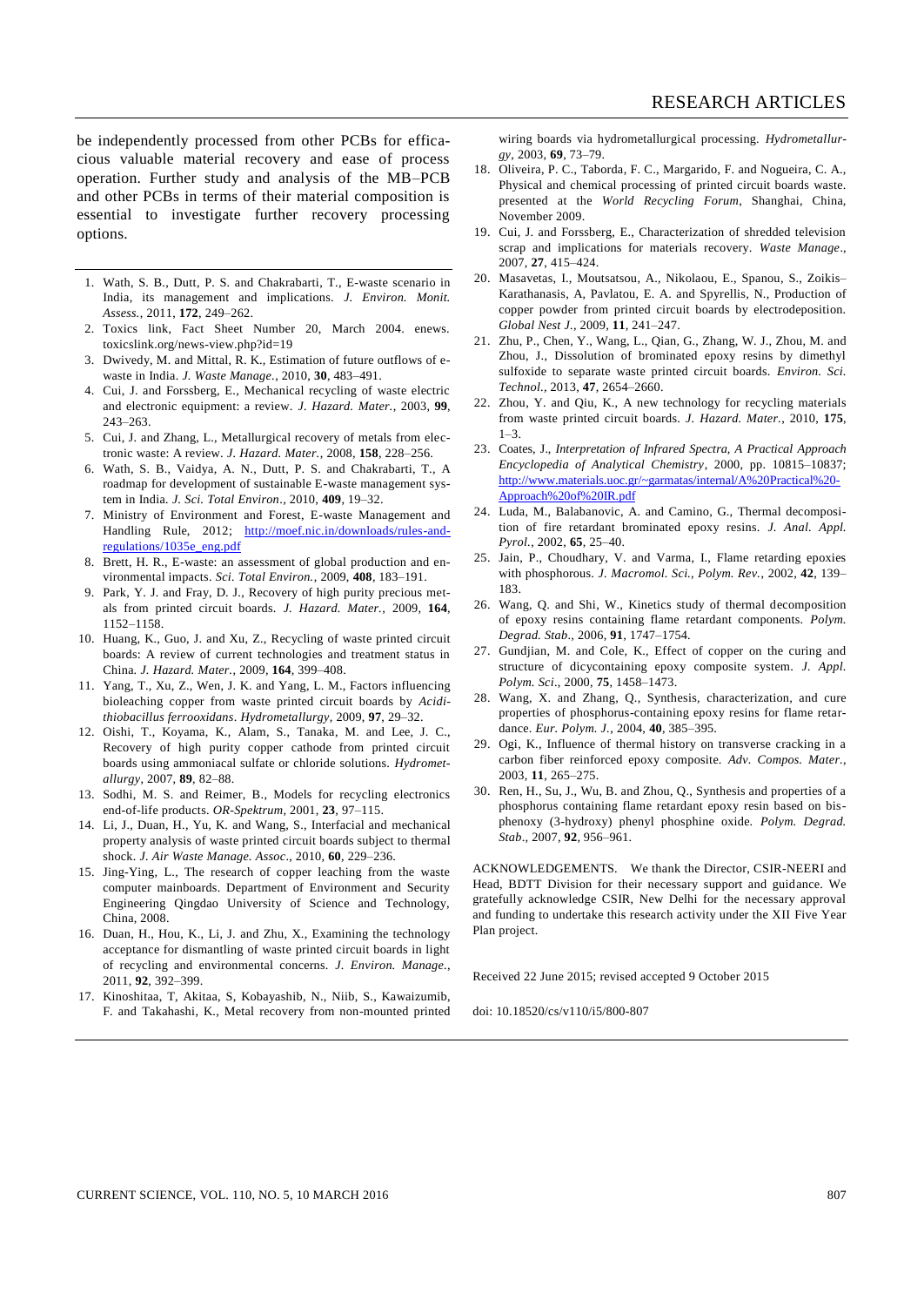be independently processed from other PCBs for efficacious valuable material recovery and ease of process operation. Further study and analysis of the MB–PCB and other PCBs in terms of their material composition is essential to investigate further recovery processing options.

1. Wath, S. B., Dutt, P. S. and Chakrabarti, T., E-waste scenario in India, its management and implications. *J. Environ. Monit. Assess.*, 2011, **172**, 249–262.
2. Toxics link, Fact Sheet Number 20, March 2004. enews. toxicslink.org/news-view.php?id=19
3. Dwivedy, M. and Mittal, R. K., Estimation of future outflows of e-waste in India. *J. Waste Manage.*, 2010, **30**, 483–491.
4. Cui, J. and Forssberg, E., Mechanical recycling of waste electric and electronic equipment: a review. *J. Hazard. Mater.*, 2003, **99**, 243–263.
5. Cui, J. and Zhang, L., Metallurgical recovery of metals from electronic waste: A review. *J. Hazard. Mater.*, 2008, **158**, 228–256.
6. Wath, S. B., Vaidya, A. N., Dutt, P. S. and Chakrabarti, T., A roadmap for development of sustainable E-waste management system in India. *J. Sci. Total Environ*., 2010, **409**, 19–32.
7. Ministry of Environment and Forest, E-waste Management and Handling Rule, 2012; http://moef.nic.in/downloads/rules-and-regulations/1035e_eng.pdf
8. Brett, H. R., E-waste: an assessment of global production and environmental impacts. *Sci. Total Environ.*, 2009, **408**, 183–191.
9. Park, Y. J. and Fray, D. J., Recovery of high purity precious metals from printed circuit boards. *J. Hazard. Mater.*, 2009, **164**, 1152–1158.
10. Huang, K., Guo, J. and Xu, Z., Recycling of waste printed circuit boards: A review of current technologies and treatment status in China. *J. Hazard. Mater.*, 2009, **164**, 399–408.
11. Yang, T., Xu, Z., Wen, J. K. and Yang, L. M., Factors influencing bioleaching copper from waste printed circuit boards by *Acidithiobacillus ferrooxidans*. *Hydrometallurgy*, 2009, **97**, 29–32.
12. Oishi, T., Koyama, K., Alam, S., Tanaka, M. and Lee, J. C., Recovery of high purity copper cathode from printed circuit boards using ammoniacal sulfate or chloride solutions. *Hydrometallurgy*, 2007, **89**, 82–88.
13. Sodhi, M. S. and Reimer, B., Models for recycling electronics end-of-life products. *OR-Spektrum*, 2001, **23**, 97–115.
14. Li, J., Duan, H., Yu, K. and Wang, S., Interfacial and mechanical property analysis of waste printed circuit boards subject to thermal shock. *J. Air Waste Manage. Assoc*., 2010, **60**, 229–236.
15. Jing-Ying, L., The research of copper leaching from the waste computer mainboards. Department of Environment and Security Engineering Qingdao University of Science and Technology, China, 2008.
16. Duan, H., Hou, K., Li, J. and Zhu, X., Examining the technology acceptance for dismantling of waste printed circuit boards in light of recycling and environmental concerns. *J. Environ. Manage.*, 2011, **92**, 392–399.
17. Kinoshitaa, T, Akitaa, S, Kobayashib, N., Niib, S., Kawaizumib, F. and Takahashi, K., Metal recovery from non-mounted printed wiring boards via hydrometallurgical processing. *Hydrometallurgy*, 2003, **69**, 73–79.
18. Oliveira, P. C., Taborda, F. C., Margarido, F. and Nogueira, C. A., Physical and chemical processing of printed circuit boards waste. presented at the *World Recycling Forum*, Shanghai, China, November 2009.
19. Cui, J. and Forssberg, E., Characterization of shredded television scrap and implications for materials recovery. *Waste Manage*., 2007, **27**, 415–424.
20. Masavetas, I., Moutsatsou, A., Nikolaou, E., Spanou, S., Zoikis–Karathanasis, A, Pavlatou, E. A. and Spyrellis, N., Production of copper powder from printed circuit boards by electrodeposition. *Global Nest J*., 2009, **11**, 241–247.
21. Zhu, P., Chen, Y., Wang, L., Qian, G., Zhang, W. J., Zhou, M. and Zhou, J., Dissolution of brominated epoxy resins by dimethyl sulfoxide to separate waste printed circuit boards. *Environ. Sci. Technol.*, 2013, **47**, 2654–2660.
22. Zhou, Y. and Qiu, K., A new technology for recycling materials from waste printed circuit boards. *J. Hazard. Mater.*, 2010, **175**, 1–3.
23. Coates, J., *Interpretation of Infrared Spectra, A Practical Approach Encyclopedia of Analytical Chemistry*, 2000, pp. 10815–10837; http://www.materials.uoc.gr/~garmatas/internal/A%20Practical%20-Approach%20of%20IR.pdf
24. Luda, M., Balabanovic, A. and Camino, G., Thermal decomposition of fire retardant brominated epoxy resins. *J. Anal. Appl. Pyrol.*, 2002, **65**, 25–40.
25. Jain, P., Choudhary, V. and Varma, I., Flame retarding epoxies with phosphorous. *J. Macromol. Sci., Polym. Rev.*, 2002, **42**, 139–183.
26. Wang, Q. and Shi, W., Kinetics study of thermal decomposition of epoxy resins containing flame retardant components. *Polym. Degrad. Stab*., 2006, **91**, 1747–1754.
27. Gundjian, M. and Cole, K., Effect of copper on the curing and structure of dicycontaining epoxy composite system. *J. Appl. Polym. Sci*., 2000, **75**, 1458–1473.
28. Wang, X. and Zhang, Q., Synthesis, characterization, and cure properties of phosphorus-containing epoxy resins for flame retardance. *Eur. Polym. J.*, 2004, **40**, 385–395.
29. Ogi, K., Influence of thermal history on transverse cracking in a carbon fiber reinforced epoxy composite. *Adv. Compos. Mater.*, 2003, **11**, 265–275.
30. Ren, H., Su, J., Wu, B. and Zhou, Q., Synthesis and properties of a phosphorus containing flame retardant epoxy resin based on bis-phenoxy (3-hydroxy) phenyl phosphine oxide. *Polym. Degrad. Stab*., 2007, **92**, 956–961.

ACKNOWLEDGEMENTS. We thank the Director, CSIR-NEERI and Head, BDTT Division for their necessary support and guidance. We gratefully acknowledge CSIR, New Delhi for the necessary approval and funding to undertake this research activity under the XII Five Year Plan project.

Received 22 June 2015; revised accepted 9 October 2015

doi: 10.18520/cs/v110/i5/800-807